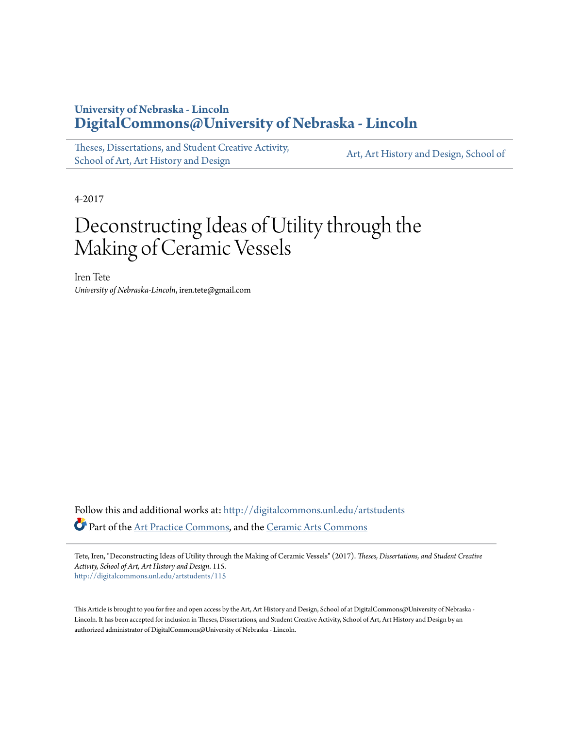University of Nebraska - Lincoln
**DigitalCommons@University of Nebraska - Lincoln**

Theses, Dissertations, and Student Creative Activity, School of Art, Art History and Design | Art, Art History and Design, School of

4-2017

# Deconstructing Ideas of Utility through the Making of Ceramic Vessels

Iren Tete
*University of Nebraska-Lincoln*, iren.tete@gmail.com

Follow this and additional works at: http://digitalcommons.unl.edu/artstudents

Part of the Art Practice Commons, and the Ceramic Arts Commons

Tete, Iren, "Deconstructing Ideas of Utility through the Making of Ceramic Vessels" (2017). *Theses, Dissertations, and Student Creative Activity, School of Art, Art History and Design*. 115.
http://digitalcommons.unl.edu/artstudents/115

This Article is brought to you for free and open access by the Art, Art History and Design, School of at DigitalCommons@University of Nebraska - Lincoln. It has been accepted for inclusion in Theses, Dissertations, and Student Creative Activity, School of Art, Art History and Design by an authorized administrator of DigitalCommons@University of Nebraska - Lincoln.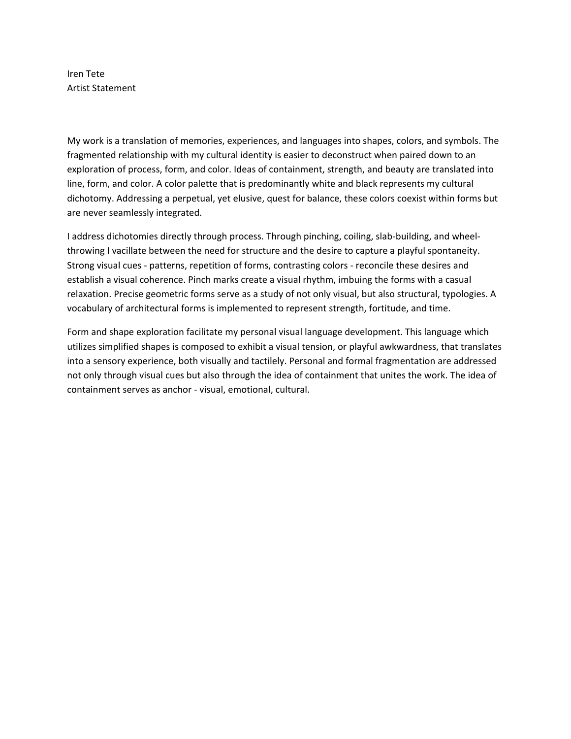Iren Tete
Artist Statement

My work is a translation of memories, experiences, and languages into shapes, colors, and symbols. The fragmented relationship with my cultural identity is easier to deconstruct when paired down to an exploration of process, form, and color. Ideas of containment, strength, and beauty are translated into line, form, and color. A color palette that is predominantly white and black represents my cultural dichotomy. Addressing a perpetual, yet elusive, quest for balance, these colors coexist within forms but are never seamlessly integrated.

I address dichotomies directly through process. Through pinching, coiling, slab-building, and wheel-throwing I vacillate between the need for structure and the desire to capture a playful spontaneity. Strong visual cues - patterns, repetition of forms, contrasting colors - reconcile these desires and establish a visual coherence. Pinch marks create a visual rhythm, imbuing the forms with a casual relaxation. Precise geometric forms serve as a study of not only visual, but also structural, typologies. A vocabulary of architectural forms is implemented to represent strength, fortitude, and time.

Form and shape exploration facilitate my personal visual language development. This language which utilizes simplified shapes is composed to exhibit a visual tension, or playful awkwardness, that translates into a sensory experience, both visually and tactilely. Personal and formal fragmentation are addressed not only through visual cues but also through the idea of containment that unites the work. The idea of containment serves as anchor - visual, emotional, cultural.